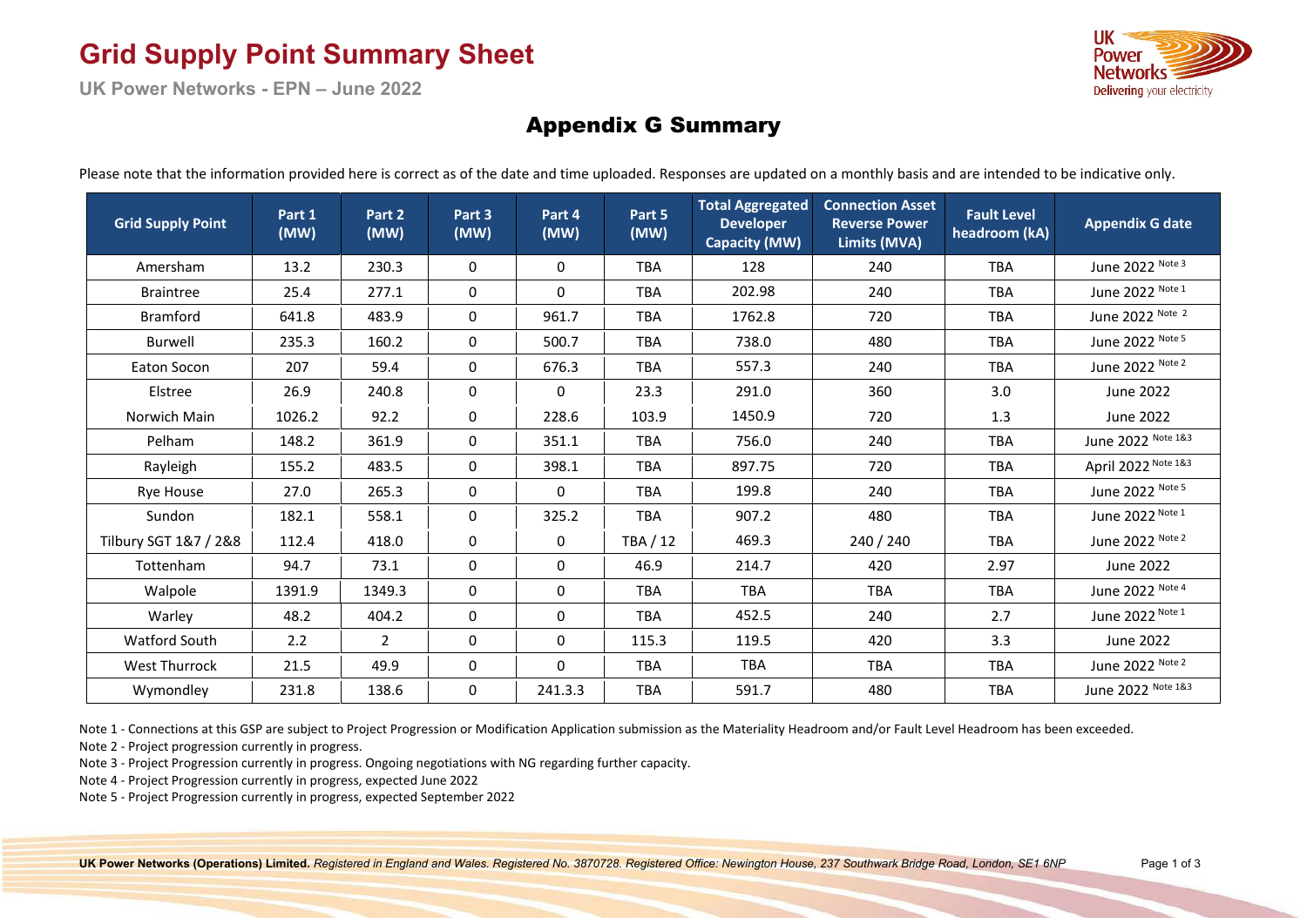# Grid Supply Point Summary Sheet

**UK Power Networks - EPN – June 2022**

## Appendix G Summary

Please note that the information provided here is correct as of the date and time uploaded. Responses are updated on a monthly basis and are intended to be indicative only.

| Grid Supply Point | Part 1 (MW) | Part 2 (MW) | Part 3 (MW) | Part 4 (MW) | Part 5 (MW) | Total Aggregated Developer Capacity (MW) | Connection Asset Reverse Power Limits (MVA) | Fault Level headroom (kA) | Appendix G date |
|---|---|---|---|---|---|---|---|---|---|
| Amersham | 13.2 | 230.3 | 0 | 0 | TBA | 128 | 240 | TBA | June 2022 Note 3 |
| Braintree | 25.4 | 277.1 | 0 | 0 | TBA | 202.98 | 240 | TBA | June 2022 Note 1 |
| Bramford | 641.8 | 483.9 | 0 | 961.7 | TBA | 1762.8 | 720 | TBA | June 2022 Note 2 |
| Burwell | 235.3 | 160.2 | 0 | 500.7 | TBA | 738.0 | 480 | TBA | June 2022 Note 5 |
| Eaton Socon | 207 | 59.4 | 0 | 676.3 | TBA | 557.3 | 240 | TBA | June 2022 Note 2 |
| Elstree | 26.9 | 240.8 | 0 | 0 | 23.3 | 291.0 | 360 | 3.0 | June 2022 |
| Norwich Main | 1026.2 | 92.2 | 0 | 228.6 | 103.9 | 1450.9 | 720 | 1.3 | June 2022 |
| Pelham | 148.2 | 361.9 | 0 | 351.1 | TBA | 756.0 | 240 | TBA | June 2022 Note 1&3 |
| Rayleigh | 155.2 | 483.5 | 0 | 398.1 | TBA | 897.75 | 720 | TBA | April 2022 Note 1&3 |
| Rye House | 27.0 | 265.3 | 0 | 0 | TBA | 199.8 | 240 | TBA | June 2022 Note 5 |
| Sundon | 182.1 | 558.1 | 0 | 325.2 | TBA | 907.2 | 480 | TBA | June 2022 Note 1 |
| Tilbury SGT 1&7 / 2&8 | 112.4 | 418.0 | 0 | 0 | TBA / 12 | 469.3 | 240 / 240 | TBA | June 2022 Note 2 |
| Tottenham | 94.7 | 73.1 | 0 | 0 | 46.9 | 214.7 | 420 | 2.97 | June 2022 |
| Walpole | 1391.9 | 1349.3 | 0 | 0 | TBA | TBA | TBA | TBA | June 2022 Note 4 |
| Warley | 48.2 | 404.2 | 0 | 0 | TBA | 452.5 | 240 | 2.7 | June 2022 Note 1 |
| Watford South | 2.2 | 2 | 0 | 0 | 115.3 | 119.5 | 420 | 3.3 | June 2022 |
| West Thurrock | 21.5 | 49.9 | 0 | 0 | TBA | TBA | TBA | TBA | June 2022 Note 2 |
| Wymondley | 231.8 | 138.6 | 0 | 241.3.3 | TBA | 591.7 | 480 | TBA | June 2022 Note 1&3 |

Note 1 - Connections at this GSP are subject to Project Progression or Modification Application submission as the Materiality Headroom and/or Fault Level Headroom has been exceeded.

Note 2 - Project progression currently in progress.

Note 3 - Project Progression currently in progress. Ongoing negotiations with NG regarding further capacity.

Note 4 - Project Progression currently in progress, expected June 2022

Note 5 - Project Progression currently in progress, expected September 2022

**UK Power Networks (Operations) Limited.** *Registered in England and Wales. Registered No. 3870728. Registered Office: Newington House, 237 Southwark Bridge Road, London, SE1 6NP*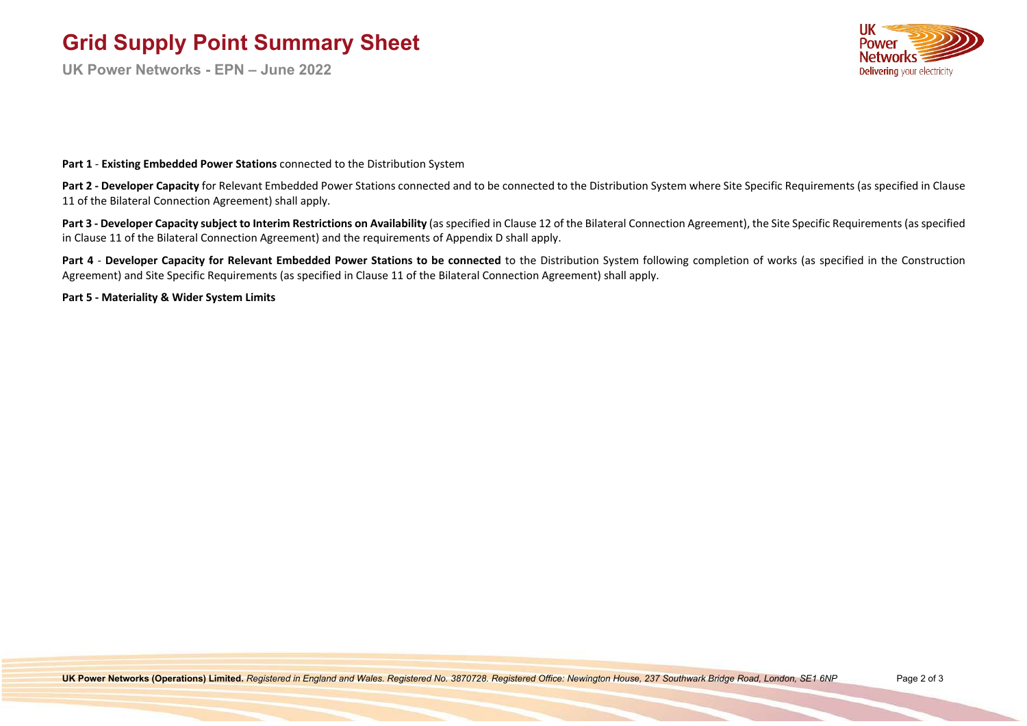**Part 1** - **Existing Embedded Power Stations** connected to the Distribution System

**Part 2 - Developer Capacity** for Relevant Embedded Power Stations connected and to be connected to the Distribution System where Site Specific Requirements (as specified in Clause 11 of the Bilateral Connection Agreement) shall apply.

**Part 3 - Developer Capacity subject to Interim Restrictions on Availability** (as specified in Clause 12 of the Bilateral Connection Agreement), the Site Specific Requirements (as specified in Clause 11 of the Bilateral Connection Agreement) and the requirements of Appendix D shall apply.

**Part 4** - **Developer Capacity for Relevant Embedded Power Stations to be connected** to the Distribution System following completion of works (as specified in the Construction Agreement) and Site Specific Requirements (as specified in Clause 11 of the Bilateral Connection Agreement) shall apply.

**Part 5 - Materiality & Wider System Limits**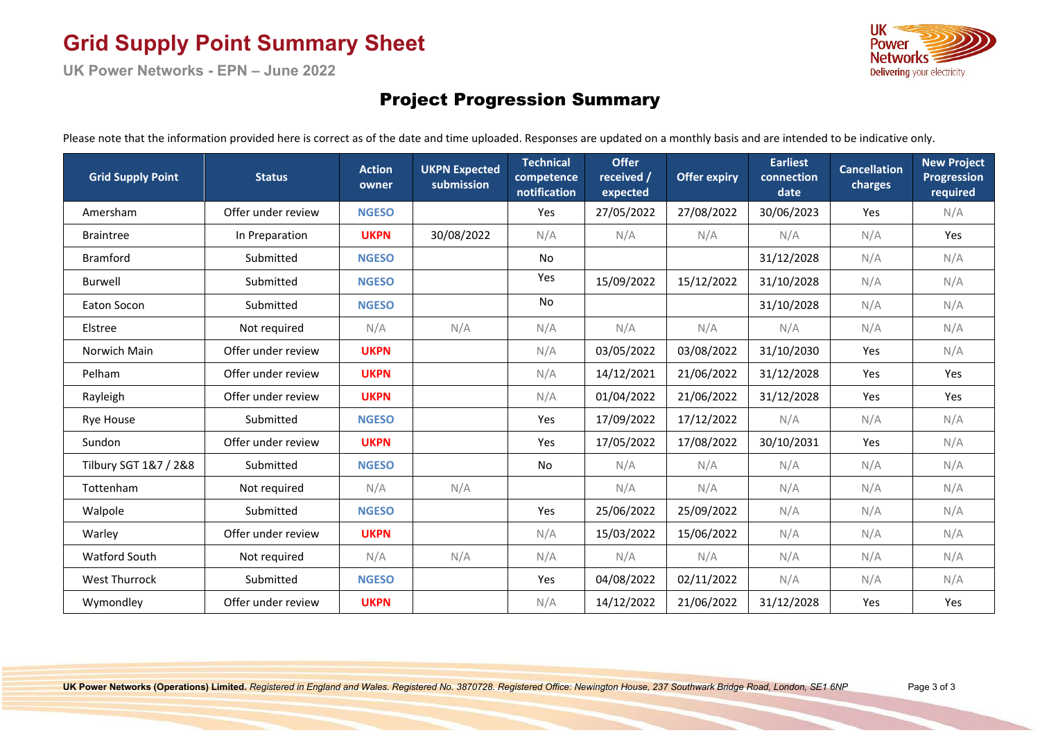# Grid Supply Point Summary Sheet

**UK Power Networks - EPN – June 2022**

## Project Progression Summary

Please note that the information provided here is correct as of the date and time uploaded. Responses are updated on a monthly basis and are intended to be indicative only.

| Grid Supply Point | Status | Action owner | UKPN Expected submission | Technical competence notification | Offer received / expected | Offer expiry | Earliest connection date | Cancellation charges | New Project Progression required |
|---|---|---|---|---|---|---|---|---|---|
| Amersham | Offer under review | NGESO | | Yes | 27/05/2022 | 27/08/2022 | 30/06/2023 | Yes | N/A |
| Braintree | In Preparation | UKPN | 30/08/2022 | N/A | N/A | N/A | N/A | N/A | Yes |
| Bramford | Submitted | NGESO | | No | | | 31/12/2028 | N/A | N/A |
| Burwell | Submitted | NGESO | | Yes | 15/09/2022 | 15/12/2022 | 31/10/2028 | N/A | N/A |
| Eaton Socon | Submitted | NGESO | | No | | | 31/10/2028 | N/A | N/A |
| Elstree | Not required | N/A | N/A | N/A | N/A | N/A | N/A | N/A | N/A |
| Norwich Main | Offer under review | UKPN | | N/A | 03/05/2022 | 03/08/2022 | 31/10/2030 | Yes | N/A |
| Pelham | Offer under review | UKPN | | N/A | 14/12/2021 | 21/06/2022 | 31/12/2028 | Yes | Yes |
| Rayleigh | Offer under review | UKPN | | N/A | 01/04/2022 | 21/06/2022 | 31/12/2028 | Yes | Yes |
| Rye House | Submitted | NGESO | | Yes | 17/09/2022 | 17/12/2022 | N/A | N/A | N/A |
| Sundon | Offer under review | UKPN | | Yes | 17/05/2022 | 17/08/2022 | 30/10/2031 | Yes | N/A |
| Tilbury SGT 1&7 / 2&8 | Submitted | NGESO | | No | N/A | N/A | N/A | N/A | N/A |
| Tottenham | Not required | N/A | N/A | | N/A | N/A | N/A | N/A | N/A |
| Walpole | Submitted | NGESO | | Yes | 25/06/2022 | 25/09/2022 | N/A | N/A | N/A |
| Warley | Offer under review | UKPN | | N/A | 15/03/2022 | 15/06/2022 | N/A | N/A | N/A |
| Watford South | Not required | N/A | N/A | N/A | N/A | N/A | N/A | N/A | N/A |
| West Thurrock | Submitted | NGESO | | Yes | 04/08/2022 | 02/11/2022 | N/A | N/A | N/A |
| Wymondley | Offer under review | UKPN | | N/A | 14/12/2022 | 21/06/2022 | 31/12/2028 | Yes | Yes |

**UK Power Networks (Operations) Limited.** *Registered in England and Wales. Registered No. 3870728. Registered Office: Newington House, 237 Southwark Bridge Road, London, SE1 6NP*